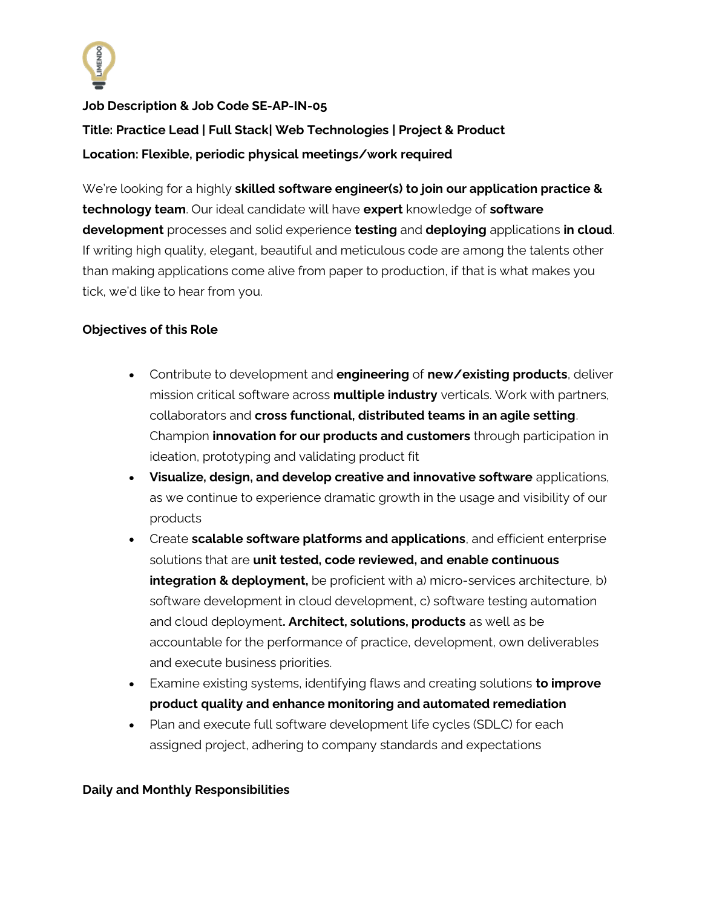**Job Description & Job Code SE-AP-IN-05**

**Title: Practice Lead | Full Stack| Web Technologies | Project & Product**

**Location: Flexible, periodic physical meetings/work required**

We're looking for a highly **skilled software engineer(s) to join our application practice & technology team**. Our ideal candidate will have **expert** knowledge of **software development** processes and solid experience **testing** and **deploying** applications **in cloud**. If writing high quality, elegant, beautiful and meticulous code are among the talents other than making applications come alive from paper to production, if that is what makes you tick, we'd like to hear from you.

**Objectives of this Role**

- Contribute to development and **engineering** of **new/existing products**, deliver mission critical software across **multiple industry** verticals. Work with partners, collaborators and **cross functional, distributed teams in an agile setting**. Champion **innovation for our products and customers** through participation in ideation, prototyping and validating product fit
- **Visualize, design, and develop creative and innovative software** applications, as we continue to experience dramatic growth in the usage and visibility of our products
- Create **scalable software platforms and applications**, and efficient enterprise solutions that are **unit tested, code reviewed, and enable continuous integration & deployment,** be proficient with a) micro-services architecture, b) software development in cloud development, c) software testing automation and cloud deployment**. Architect, solutions, products** as well as be accountable for the performance of practice, development, own deliverables and execute business priorities.
- Examine existing systems, identifying flaws and creating solutions **to improve product quality and enhance monitoring and automated remediation**
- Plan and execute full software development life cycles (SDLC) for each assigned project, adhering to company standards and expectations

**Daily and Monthly Responsibilities**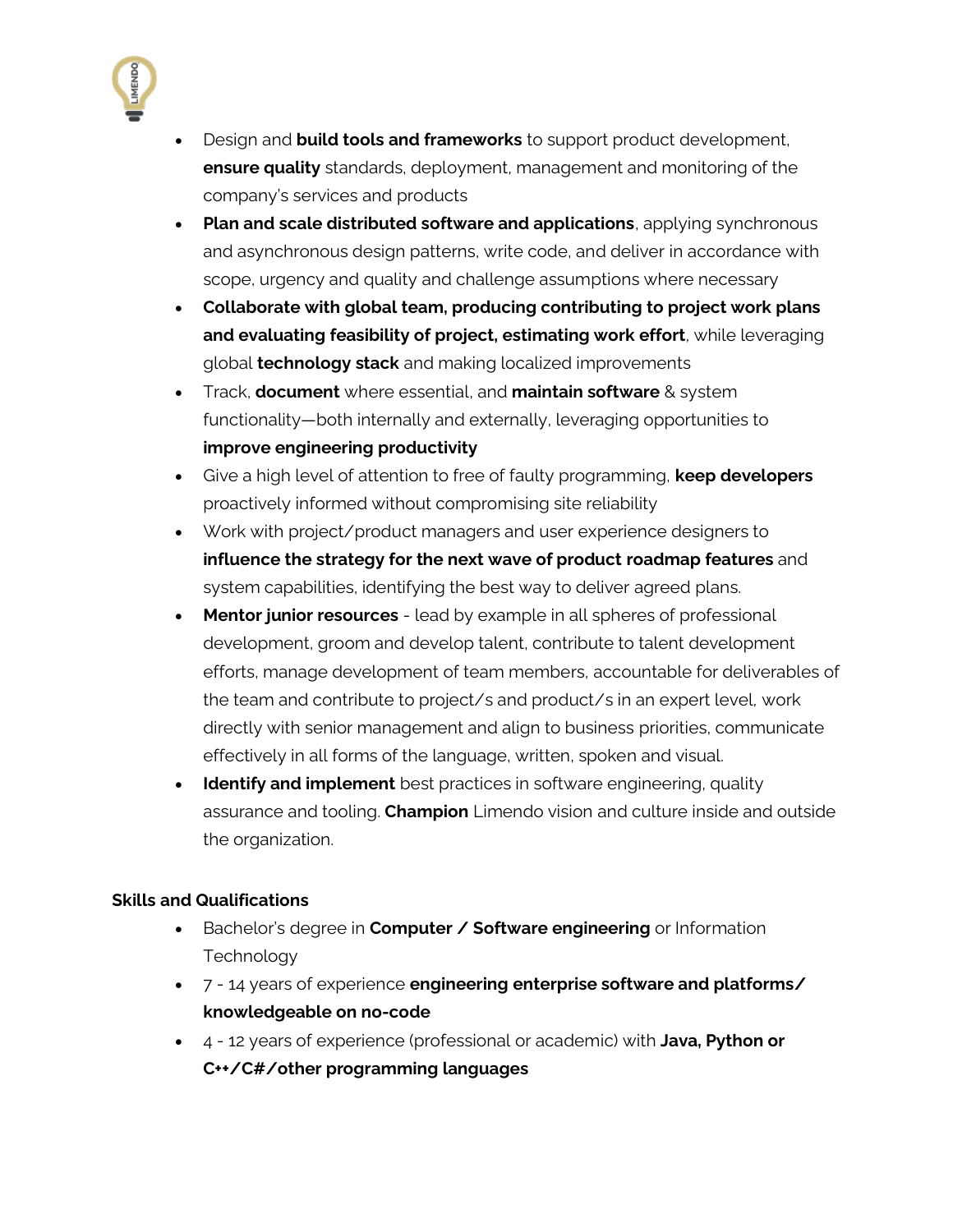- Design and **build tools and frameworks** to support product development, **ensure quality** standards, deployment, management and monitoring of the company's services and products
- **Plan and scale distributed software and applications**, applying synchronous and asynchronous design patterns, write code, and deliver in accordance with scope, urgency and quality and challenge assumptions where necessary
- **Collaborate with global team, producing contributing to project work plans and evaluating feasibility of project, estimating work effort**, while leveraging global **technology stack** and making localized improvements
- Track, **document** where essential, and **maintain software** & system functionality—both internally and externally, leveraging opportunities to **improve engineering productivity**
- Give a high level of attention to free of faulty programming, **keep developers** proactively informed without compromising site reliability
- Work with project/product managers and user experience designers to **influence the strategy for the next wave of product roadmap features** and system capabilities, identifying the best way to deliver agreed plans.
- **Mentor junior resources** - lead by example in all spheres of professional development, groom and develop talent, contribute to talent development efforts, manage development of team members, accountable for deliverables of the team and contribute to project/s and product/s in an expert level, work directly with senior management and align to business priorities, communicate effectively in all forms of the language, written, spoken and visual.
- **Identify and implement** best practices in software engineering, quality assurance and tooling. **Champion** Limendo vision and culture inside and outside the organization.

**Skills and Qualifications**

- Bachelor's degree in **Computer / Software engineering** or Information Technology
- 7 - 14 years of experience **engineering enterprise software and platforms/ knowledgeable on no-code**
- 4 - 12 years of experience (professional or academic) with **Java, Python or C++/C#/other programming languages**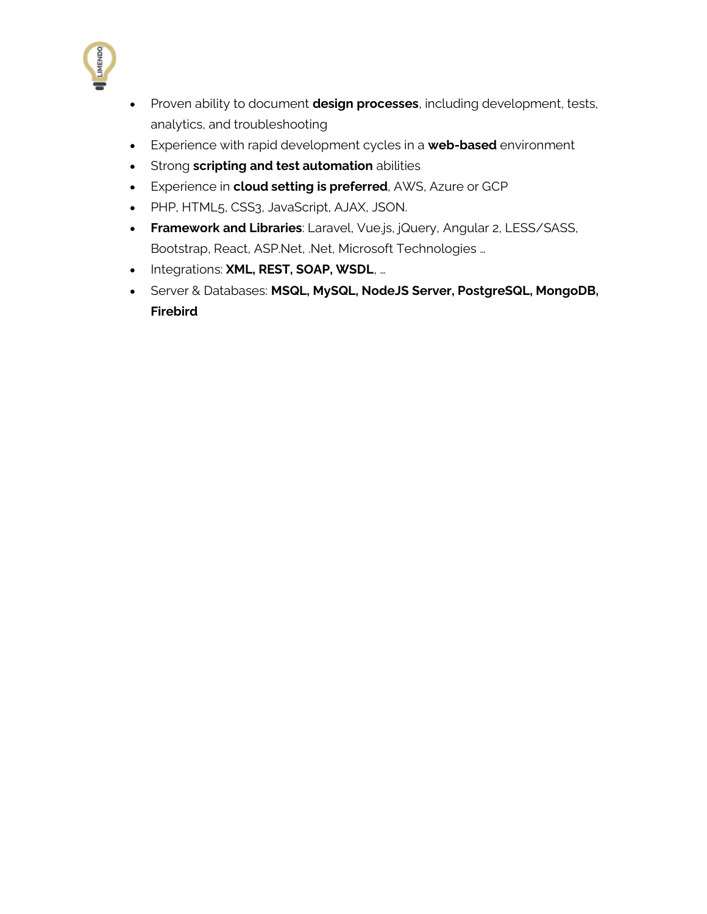- Proven ability to document **design processes**, including development, tests, analytics, and troubleshooting
- Experience with rapid development cycles in a **web-based** environment
- Strong **scripting and test automation** abilities
- Experience in **cloud setting is preferred**, AWS, Azure or GCP
- PHP, HTML5, CSS3, JavaScript, AJAX, JSON.
- **Framework and Libraries**: Laravel, Vue.js, jQuery, Angular 2, LESS/SASS, Bootstrap, React, ASP.Net, .Net, Microsoft Technologies …
- Integrations: **XML, REST, SOAP, WSDL**, …
- Server & Databases: **MSQL, MySQL, NodeJS Server, PostgreSQL, MongoDB, Firebird**